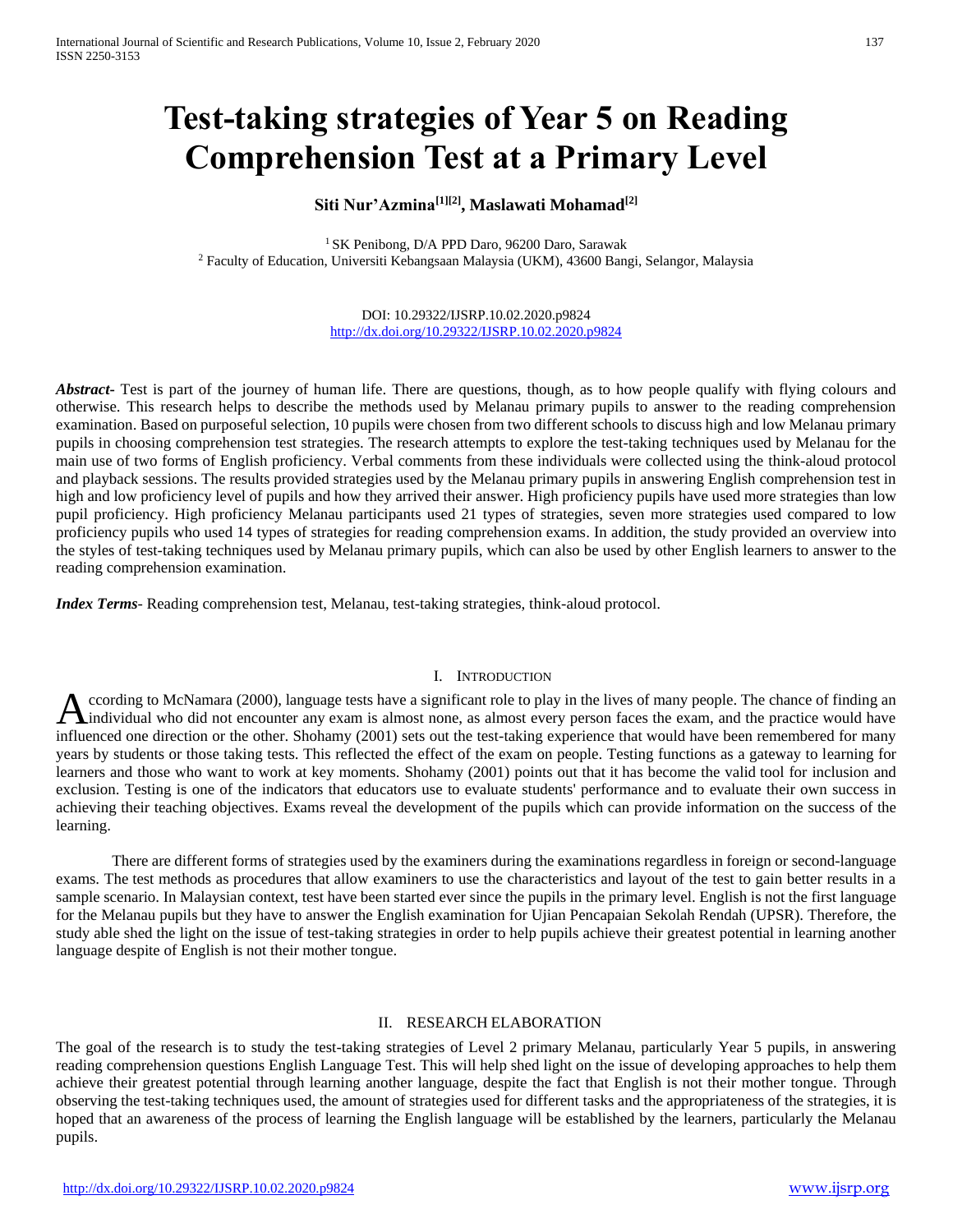# Test-taking strategies of Year 5 on Reading Comprehension Test at a Primary Level

**Siti Nur'Azmina[1][2], Maslawati Mohamad[2]**

[1] SK Penibong, D/A PPD Daro, 96200 Daro, Sarawak
[2] Faculty of Education, Universiti Kebangsaan Malaysia (UKM), 43600 Bangi, Selangor, Malaysia

DOI: 10.29322/IJSRP.10.02.2020.p9824
http://dx.doi.org/10.29322/IJSRP.10.02.2020.p9824

***Abstract***- Test is part of the journey of human life. There are questions, though, as to how people qualify with flying colours and otherwise. This research helps to describe the methods used by Melanau primary pupils to answer to the reading comprehension examination. Based on purposeful selection, 10 pupils were chosen from two different schools to discuss high and low Melanau primary pupils in choosing comprehension test strategies. The research attempts to explore the test-taking techniques used by Melanau for the main use of two forms of English proficiency. Verbal comments from these individuals were collected using the think-aloud protocol and playback sessions. The results provided strategies used by the Melanau primary pupils in answering English comprehension test in high and low proficiency level of pupils and how they arrived their answer. High proficiency pupils have used more strategies than low pupil proficiency. High proficiency Melanau participants used 21 types of strategies, seven more strategies used compared to low proficiency pupils who used 14 types of strategies for reading comprehension exams. In addition, the study provided an overview into the styles of test-taking techniques used by Melanau primary pupils, which can also be used by other English learners to answer to the reading comprehension examination.

***Index Terms***- Reading comprehension test, Melanau, test-taking strategies, think-aloud protocol.

## I. Introduction

According to McNamara (2000), language tests have a significant role to play in the lives of many people. The chance of finding an individual who did not encounter any exam is almost none, as almost every person faces the exam, and the practice would have influenced one direction or the other. Shohamy (2001) sets out the test-taking experience that would have been remembered for many years by students or those taking tests. This reflected the effect of the exam on people. Testing functions as a gateway to learning for learners and those who want to work at key moments. Shohamy (2001) points out that it has become the valid tool for inclusion and exclusion. Testing is one of the indicators that educators use to evaluate students' performance and to evaluate their own success in achieving their teaching objectives. Exams reveal the development of the pupils which can provide information on the success of the learning.

There are different forms of strategies used by the examiners during the examinations regardless in foreign or second-language exams. The test methods as procedures that allow examiners to use the characteristics and layout of the test to gain better results in a sample scenario. In Malaysian context, test have been started ever since the pupils in the primary level. English is not the first language for the Melanau pupils but they have to answer the English examination for Ujian Pencapaian Sekolah Rendah (UPSR). Therefore, the study able shed the light on the issue of test-taking strategies in order to help pupils achieve their greatest potential in learning another language despite of English is not their mother tongue.

## II. Research Elaboration

The goal of the research is to study the test-taking strategies of Level 2 primary Melanau, particularly Year 5 pupils, in answering reading comprehension questions English Language Test. This will help shed light on the issue of developing approaches to help them achieve their greatest potential through learning another language, despite the fact that English is not their mother tongue. Through observing the test-taking techniques used, the amount of strategies used for different tasks and the appropriateness of the strategies, it is hoped that an awareness of the process of learning the English language will be established by the learners, particularly the Melanau pupils.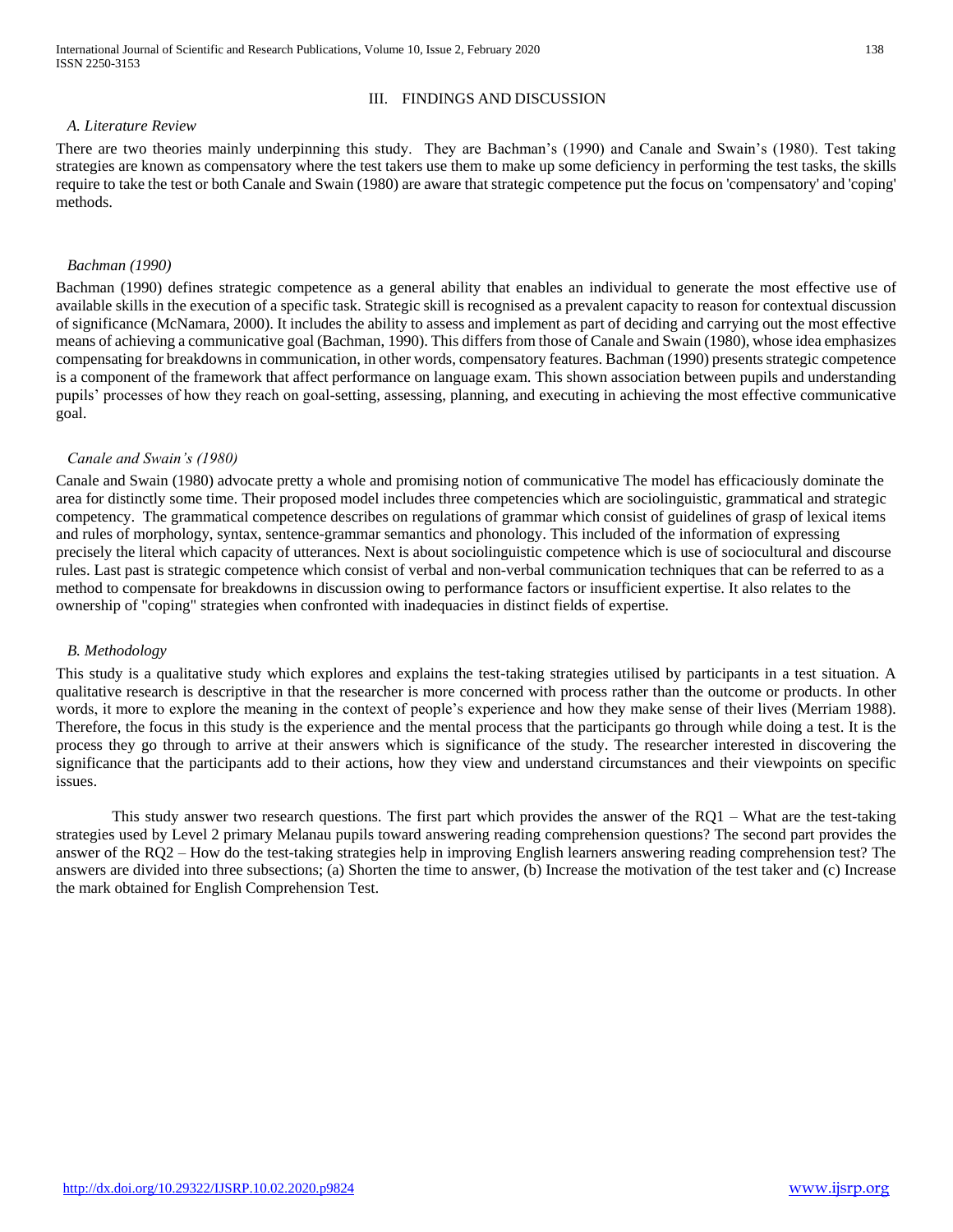## III. FINDINGS AND DISCUSSION

### *A. Literature Review*

There are two theories mainly underpinning this study. They are Bachman's (1990) and Canale and Swain's (1980). Test taking strategies are known as compensatory where the test takers use them to make up some deficiency in performing the test tasks, the skills require to take the test or both Canale and Swain (1980) are aware that strategic competence put the focus on 'compensatory' and 'coping' methods.

#### *Bachman (1990)*

Bachman (1990) defines strategic competence as a general ability that enables an individual to generate the most effective use of available skills in the execution of a specific task. Strategic skill is recognised as a prevalent capacity to reason for contextual discussion of significance (McNamara, 2000). It includes the ability to assess and implement as part of deciding and carrying out the most effective means of achieving a communicative goal (Bachman, 1990). This differs from those of Canale and Swain (1980), whose idea emphasizes compensating for breakdowns in communication, in other words, compensatory features. Bachman (1990) presents strategic competence is a component of the framework that affect performance on language exam. This shown association between pupils and understanding pupils' processes of how they reach on goal-setting, assessing, planning, and executing in achieving the most effective communicative goal.

#### *Canale and Swain's (1980)*

Canale and Swain (1980) advocate pretty a whole and promising notion of communicative The model has efficaciously dominate the area for distinctly some time. Their proposed model includes three competencies which are sociolinguistic, grammatical and strategic competency. The grammatical competence describes on regulations of grammar which consist of guidelines of grasp of lexical items and rules of morphology, syntax, sentence-grammar semantics and phonology. This included of the information of expressing precisely the literal which capacity of utterances. Next is about sociolinguistic competence which is use of sociocultural and discourse rules. Last past is strategic competence which consist of verbal and non-verbal communication techniques that can be referred to as a method to compensate for breakdowns in discussion owing to performance factors or insufficient expertise. It also relates to the ownership of "coping" strategies when confronted with inadequacies in distinct fields of expertise.

### *B. Methodology*

This study is a qualitative study which explores and explains the test-taking strategies utilised by participants in a test situation. A qualitative research is descriptive in that the researcher is more concerned with process rather than the outcome or products. In other words, it more to explore the meaning in the context of people's experience and how they make sense of their lives (Merriam 1988). Therefore, the focus in this study is the experience and the mental process that the participants go through while doing a test. It is the process they go through to arrive at their answers which is significance of the study. The researcher interested in discovering the significance that the participants add to their actions, how they view and understand circumstances and their viewpoints on specific issues.

This study answer two research questions. The first part which provides the answer of the RQ1 – What are the test-taking strategies used by Level 2 primary Melanau pupils toward answering reading comprehension questions? The second part provides the answer of the RQ2 – How do the test-taking strategies help in improving English learners answering reading comprehension test? The answers are divided into three subsections; (a) Shorten the time to answer, (b) Increase the motivation of the test taker and (c) Increase the mark obtained for English Comprehension Test.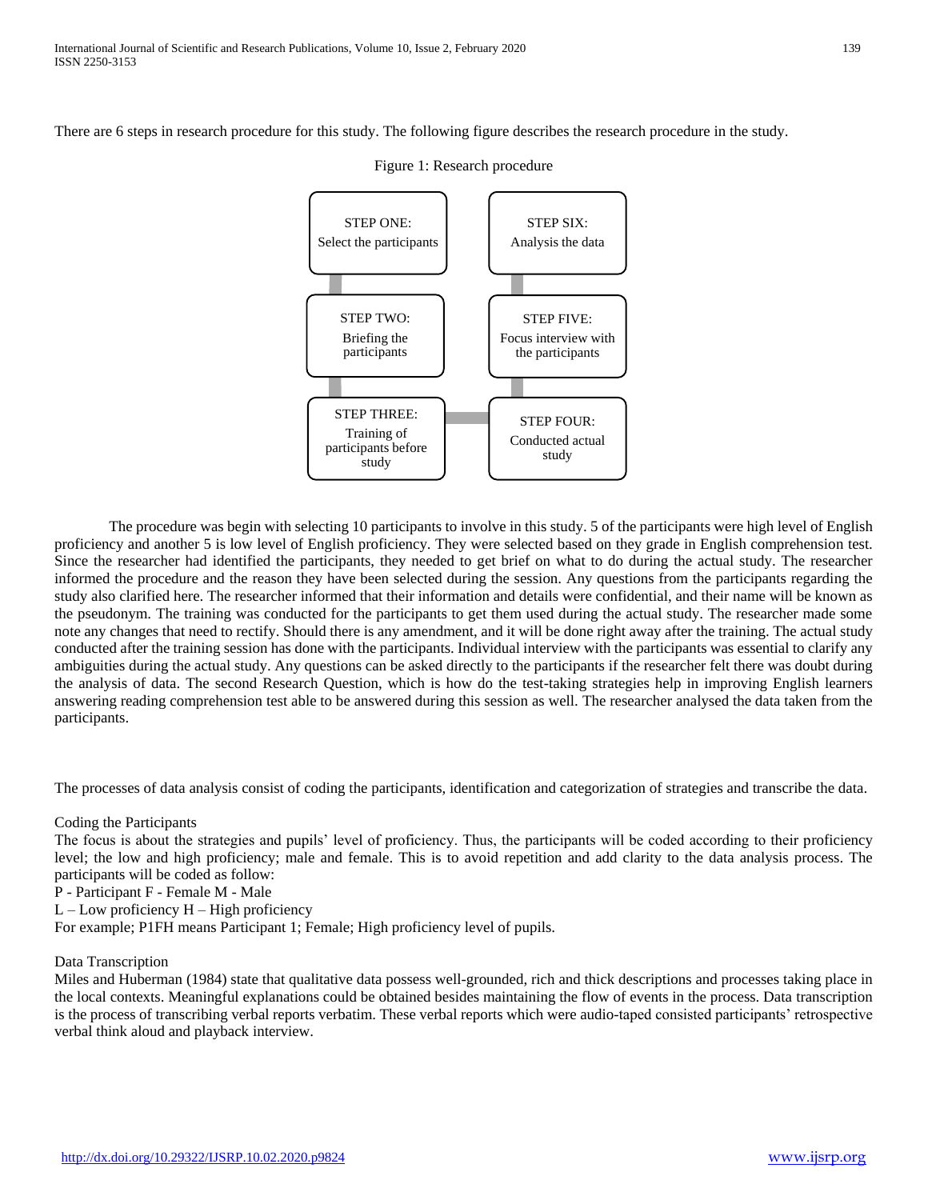There are 6 steps in research procedure for this study. The following figure describes the research procedure in the study.

Figure 1: Research procedure

STEP ONE: Select the participants

STEP TWO: Briefing the participants

STEP THREE: Training of participants before study

STEP FOUR: Conducted actual study

STEP FIVE: Focus interview with the participants

STEP SIX: Analysis the data

The procedure was begin with selecting 10 participants to involve in this study. 5 of the participants were high level of English proficiency and another 5 is low level of English proficiency. They were selected based on they grade in English comprehension test. Since the researcher had identified the participants, they needed to get brief on what to do during the actual study. The researcher informed the procedure and the reason they have been selected during the session. Any questions from the participants regarding the study also clarified here. The researcher informed that their information and details were confidential, and their name will be known as the pseudonym. The training was conducted for the participants to get them used during the actual study. The researcher made some note any changes that need to rectify. Should there is any amendment, and it will be done right away after the training. The actual study conducted after the training session has done with the participants. Individual interview with the participants was essential to clarify any ambiguities during the actual study. Any questions can be asked directly to the participants if the researcher felt there was doubt during the analysis of data. The second Research Question, which is how do the test-taking strategies help in improving English learners answering reading comprehension test able to be answered during this session as well. The researcher analysed the data taken from the participants.

The processes of data analysis consist of coding the participants, identification and categorization of strategies and transcribe the data.

Coding the Participants

The focus is about the strategies and pupils' level of proficiency. Thus, the participants will be coded according to their proficiency level; the low and high proficiency; male and female. This is to avoid repetition and add clarity to the data analysis process. The participants will be coded as follow:

P - Participant F - Female M - Male

L – Low proficiency H – High proficiency

For example; P1FH means Participant 1; Female; High proficiency level of pupils.

Data Transcription

Miles and Huberman (1984) state that qualitative data possess well-grounded, rich and thick descriptions and processes taking place in the local contexts. Meaningful explanations could be obtained besides maintaining the flow of events in the process. Data transcription is the process of transcribing verbal reports verbatim. These verbal reports which were audio-taped consisted participants' retrospective verbal think aloud and playback interview.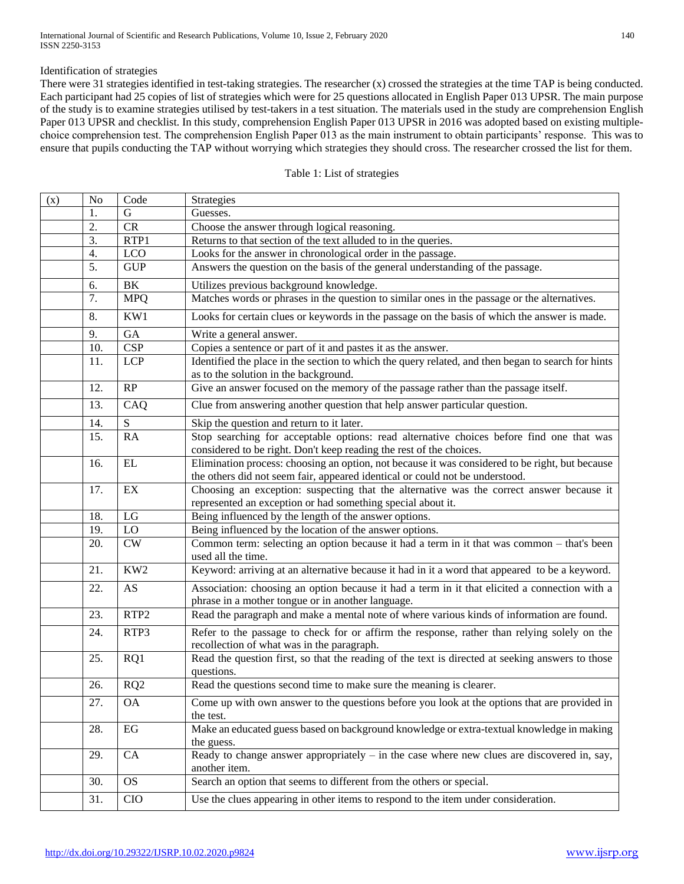Identification of strategies

There were 31 strategies identified in test-taking strategies. The researcher (x) crossed the strategies at the time TAP is being conducted. Each participant had 25 copies of list of strategies which were for 25 questions allocated in English Paper 013 UPSR. The main purpose of the study is to examine strategies utilised by test-takers in a test situation. The materials used in the study are comprehension English Paper 013 UPSR and checklist. In this study, comprehension English Paper 013 UPSR in 2016 was adopted based on existing multiple-choice comprehension test. The comprehension English Paper 013 as the main instrument to obtain participants' response. This was to ensure that pupils conducting the TAP without worrying which strategies they should cross. The researcher crossed the list for them.

Table 1: List of strategies

| (x) | No | Code | Strategies |
|---|---|---|---|
| | 1. | G | Guesses. |
| | 2. | CR | Choose the answer through logical reasoning. |
| | 3. | RTP1 | Returns to that section of the text alluded to in the queries. |
| | 4. | LCO | Looks for the answer in chronological order in the passage. |
| | 5. | GUP | Answers the question on the basis of the general understanding of the passage. |
| | 6. | BK | Utilizes previous background knowledge. |
| | 7. | MPQ | Matches words or phrases in the question to similar ones in the passage or the alternatives. |
| | 8. | KW1 | Looks for certain clues or keywords in the passage on the basis of which the answer is made. |
| | 9. | GA | Write a general answer. |
| | 10. | CSP | Copies a sentence or part of it and pastes it as the answer. |
| | 11. | LCP | Identified the place in the section to which the query related, and then began to search for hints as to the solution in the background. |
| | 12. | RP | Give an answer focused on the memory of the passage rather than the passage itself. |
| | 13. | CAQ | Clue from answering another question that help answer particular question. |
| | 14. | S | Skip the question and return to it later. |
| | 15. | RA | Stop searching for acceptable options: read alternative choices before find one that was considered to be right. Don't keep reading the rest of the choices. |
| | 16. | EL | Elimination process: choosing an option, not because it was considered to be right, but because the others did not seem fair, appeared identical or could not be understood. |
| | 17. | EX | Choosing an exception: suspecting that the alternative was the correct answer because it represented an exception or had something special about it. |
| | 18. | LG | Being influenced by the length of the answer options. |
| | 19. | LO | Being influenced by the location of the answer options. |
| | 20. | CW | Common term: selecting an option because it had a term in it that was common – that's been used all the time. |
| | 21. | KW2 | Keyword: arriving at an alternative because it had in it a word that appeared to be a keyword. |
| | 22. | AS | Association: choosing an option because it had a term in it that elicited a connection with a phrase in a mother tongue or in another language. |
| | 23. | RTP2 | Read the paragraph and make a mental note of where various kinds of information are found. |
| | 24. | RTP3 | Refer to the passage to check for or affirm the response, rather than relying solely on the recollection of what was in the paragraph. |
| | 25. | RQ1 | Read the question first, so that the reading of the text is directed at seeking answers to those questions. |
| | 26. | RQ2 | Read the questions second time to make sure the meaning is clearer. |
| | 27. | OA | Come up with own answer to the questions before you look at the options that are provided in the test. |
| | 28. | EG | Make an educated guess based on background knowledge or extra-textual knowledge in making the guess. |
| | 29. | CA | Ready to change answer appropriately – in the case where new clues are discovered in, say, another item. |
| | 30. | OS | Search an option that seems to different from the others or special. |
| | 31. | CIO | Use the clues appearing in other items to respond to the item under consideration. |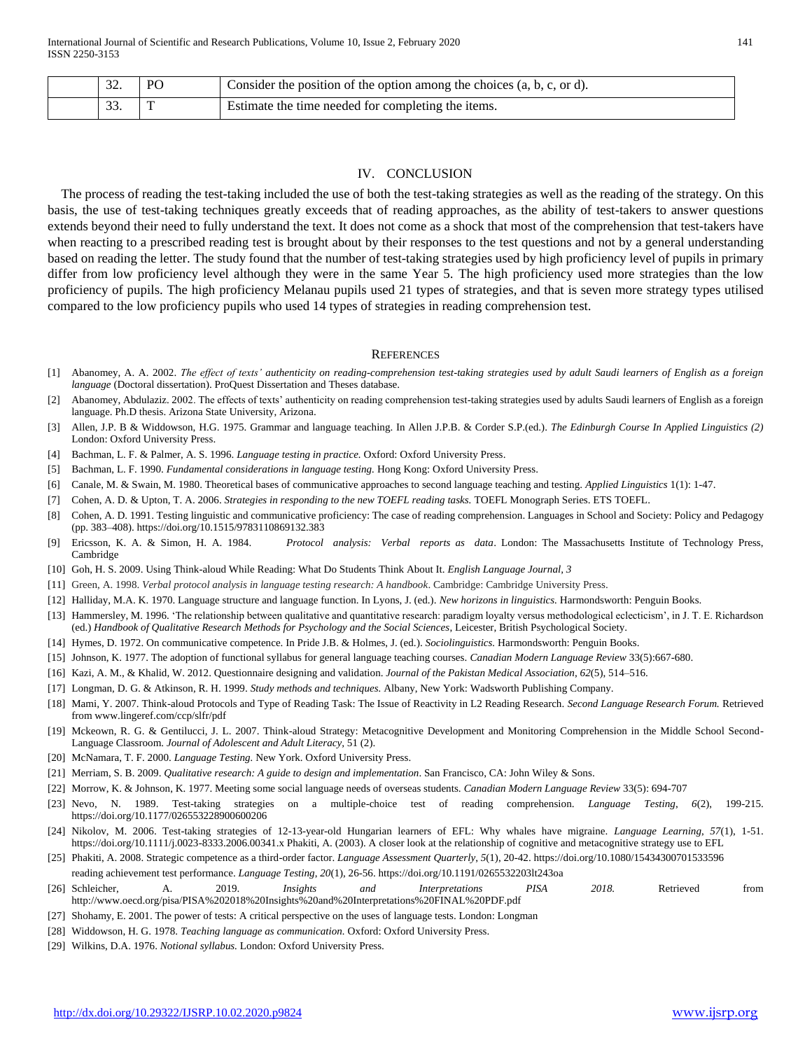|  | 32. | PO | Consider the position of the option among the choices (a, b, c, or d). |
|---|---|---|---|
|  | 33. | T | Estimate the time needed for completing the items. |

## IV. CONCLUSION

The process of reading the test-taking included the use of both the test-taking strategies as well as the reading of the strategy. On this basis, the use of test-taking techniques greatly exceeds that of reading approaches, as the ability of test-takers to answer questions extends beyond their need to fully understand the text. It does not come as a shock that most of the comprehension that test-takers have when reacting to a prescribed reading test is brought about by their responses to the test questions and not by a general understanding based on reading the letter. The study found that the number of test-taking strategies used by high proficiency level of pupils in primary differ from low proficiency level although they were in the same Year 5. The high proficiency used more strategies than the low proficiency of pupils. The high proficiency Melanau pupils used 21 types of strategies, and that is seven more strategy types utilised compared to the low proficiency pupils who used 14 types of strategies in reading comprehension test.

## REFERENCES

[1] Abanomey, A. A. 2002. *The effect of texts' authenticity on reading-comprehension test-taking strategies used by adult Saudi learners of English as a foreign language* (Doctoral dissertation). ProQuest Dissertation and Theses database.

[2] Abanomey, Abdulaziz. 2002. The effects of texts' authenticity on reading comprehension test-taking strategies used by adults Saudi learners of English as a foreign language. Ph.D thesis. Arizona State University, Arizona.

[3] Allen, J.P. B & Widdowson, H.G. 1975. Grammar and language teaching. In Allen J.P.B. & Corder S.P.(ed.). *The Edinburgh Course In Applied Linguistics (2)* London: Oxford University Press.

[4] Bachman, L. F. & Palmer, A. S. 1996. *Language testing in practice.* Oxford: Oxford University Press.

[5] Bachman, L. F. 1990. *Fundamental considerations in language testing.* Hong Kong: Oxford University Press.

[6] Canale, M. & Swain, M. 1980. Theoretical bases of communicative approaches to second language teaching and testing. *Applied Linguistics* 1(1): 1-47.

[7] Cohen, A. D. & Upton, T. A. 2006. *Strategies in responding to the new TOEFL reading tasks.* TOEFL Monograph Series. ETS TOEFL.

[8] Cohen, A. D. 1991. Testing linguistic and communicative proficiency: The case of reading comprehension. Languages in School and Society: Policy and Pedagogy (pp. 383–408). https://doi.org/10.1515/9783110869132.383

[9] Ericsson, K. A. & Simon, H. A. 1984. *Protocol analysis: Verbal reports as data*. London: The Massachusetts Institute of Technology Press, Cambridge

[10] Goh, H. S. 2009. Using Think-aloud While Reading: What Do Students Think About It. *English Language Journal, 3*

[11] Green, A. 1998. *Verbal protocol analysis in language testing research: A handbook*. Cambridge: Cambridge University Press.

[12] Halliday, M.A. K. 1970. Language structure and language function. In Lyons, J. (ed.). *New horizons in linguistics.* Harmondsworth: Penguin Books.

[13] Hammersley, M. 1996. 'The relationship between qualitative and quantitative research: paradigm loyalty versus methodological eclecticism', in J. T. E. Richardson (ed.) *Handbook of Qualitative Research Methods for Psychology and the Social Sciences*, Leicester, British Psychological Society.

[14] Hymes, D. 1972. On communicative competence. In Pride J.B. & Holmes, J. (ed.). *Sociolinguistics.* Harmondsworth: Penguin Books.

[15] Johnson, K. 1977. The adoption of functional syllabus for general language teaching courses. *Canadian Modern Language Review* 33(5):667-680.

[16] Kazi, A. M., & Khalid, W. 2012. Questionnaire designing and validation. *Journal of the Pakistan Medical Association*, *62*(5), 514–516.

[17] Longman, D. G. & Atkinson, R. H. 1999. *Study methods and techniques.* Albany, New York: Wadsworth Publishing Company.

[18] Mami, Y. 2007. Think-aloud Protocols and Type of Reading Task: The Issue of Reactivity in L2 Reading Research. *Second Language Research Forum.* Retrieved from www.lingeref.com/ccp/slfr/pdf

[19] Mckeown, R. G. & Gentilucci, J. L. 2007. Think-aloud Strategy: Metacognitive Development and Monitoring Comprehension in the Middle School Second-Language Classroom. *Journal of Adolescent and Adult Literacy,* 51 (2).

[20] McNamara, T. F. 2000. *Language Testing.* New York. Oxford University Press.

[21] Merriam, S. B. 2009. *Qualitative research: A guide to design and implementation*. San Francisco, CA: John Wiley & Sons.

[22] Morrow, K. & Johnson, K. 1977. Meeting some social language needs of overseas students. *Canadian Modern Language Review* 33(5): 694-707

[23] Nevo, N. 1989. Test-taking strategies on a multiple-choice test of reading comprehension. *Language Testing*, *6*(2), 199-215. https://doi.org/10.1177/026553228900600206

[24] Nikolov, M. 2006. Test-taking strategies of 12-13-year-old Hungarian learners of EFL: Why whales have migraine. *Language Learning*, *57*(1), 1-51. https://doi.org/10.1111/j.0023-8333.2006.00341.x Phakiti, A. (2003). A closer look at the relationship of cognitive and metacognitive strategy use to EFL

[25] Phakiti, A. 2008. Strategic competence as a third-order factor. *Language Assessment Quarterly*, *5*(1), 20-42. https://doi.org/10.1080/15434300701533596 reading achievement test performance. *Language Testing*, *20*(1), 26-56. https://doi.org/10.1191/0265532203lt243oa

[26] Schleicher, A. 2019. *Insights and Interpretations PISA 2018.* Retrieved from http://www.oecd.org/pisa/PISA%202018%20Insights%20and%20Interpretations%20FINAL%20PDF.pdf

[27] Shohamy, E. 2001. The power of tests: A critical perspective on the uses of language tests. London: Longman

[28] Widdowson, H. G. 1978. *Teaching language as communication.* Oxford: Oxford University Press.

[29] Wilkins, D.A. 1976. *Notional syllabus.* London: Oxford University Press.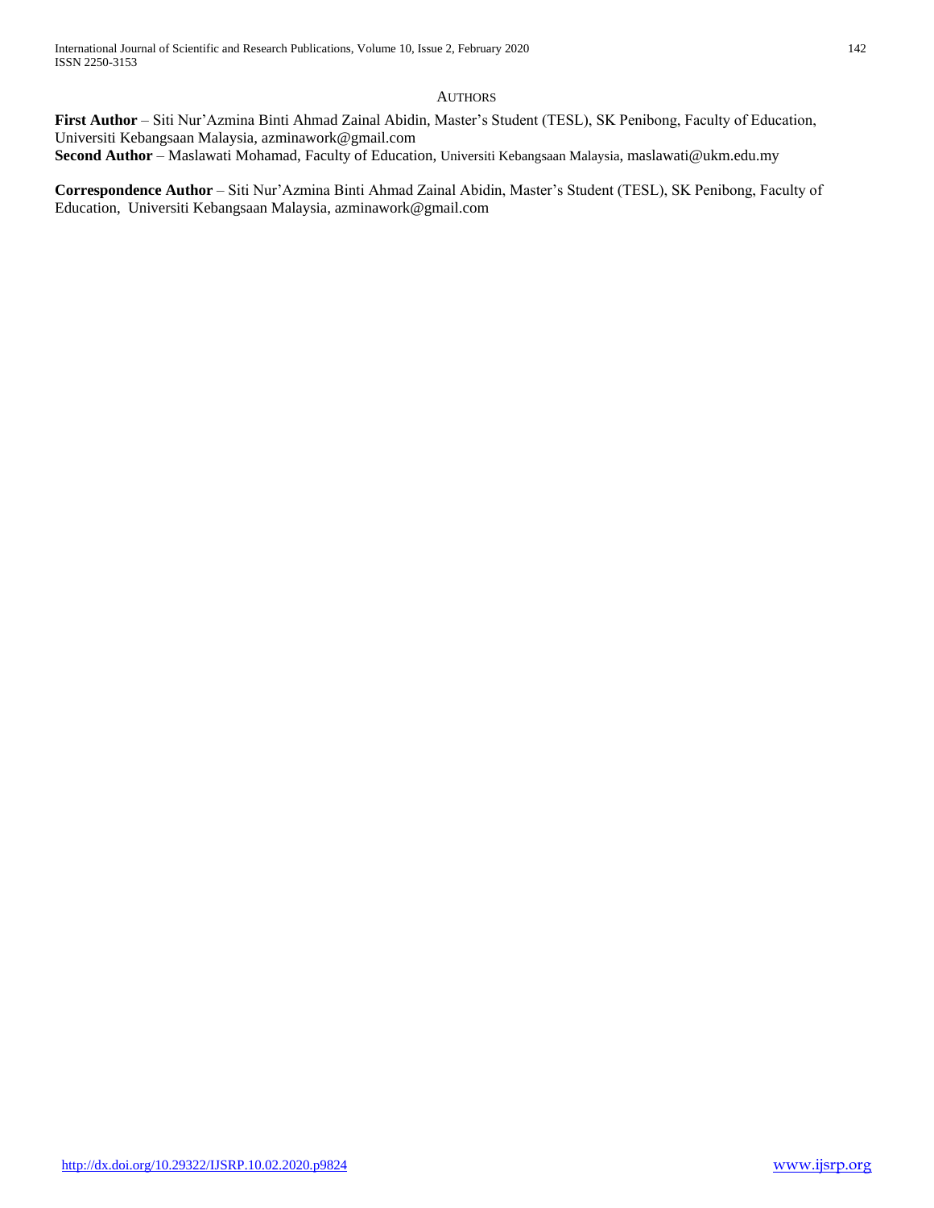## AUTHORS

**First Author** – Siti Nur'Azmina Binti Ahmad Zainal Abidin, Master's Student (TESL), SK Penibong, Faculty of Education, Universiti Kebangsaan Malaysia, azminawork@gmail.com

**Second Author** – Maslawati Mohamad, Faculty of Education, Universiti Kebangsaan Malaysia, maslawati@ukm.edu.my

**Correspondence Author** – Siti Nur'Azmina Binti Ahmad Zainal Abidin, Master's Student (TESL), SK Penibong, Faculty of Education, Universiti Kebangsaan Malaysia, azminawork@gmail.com